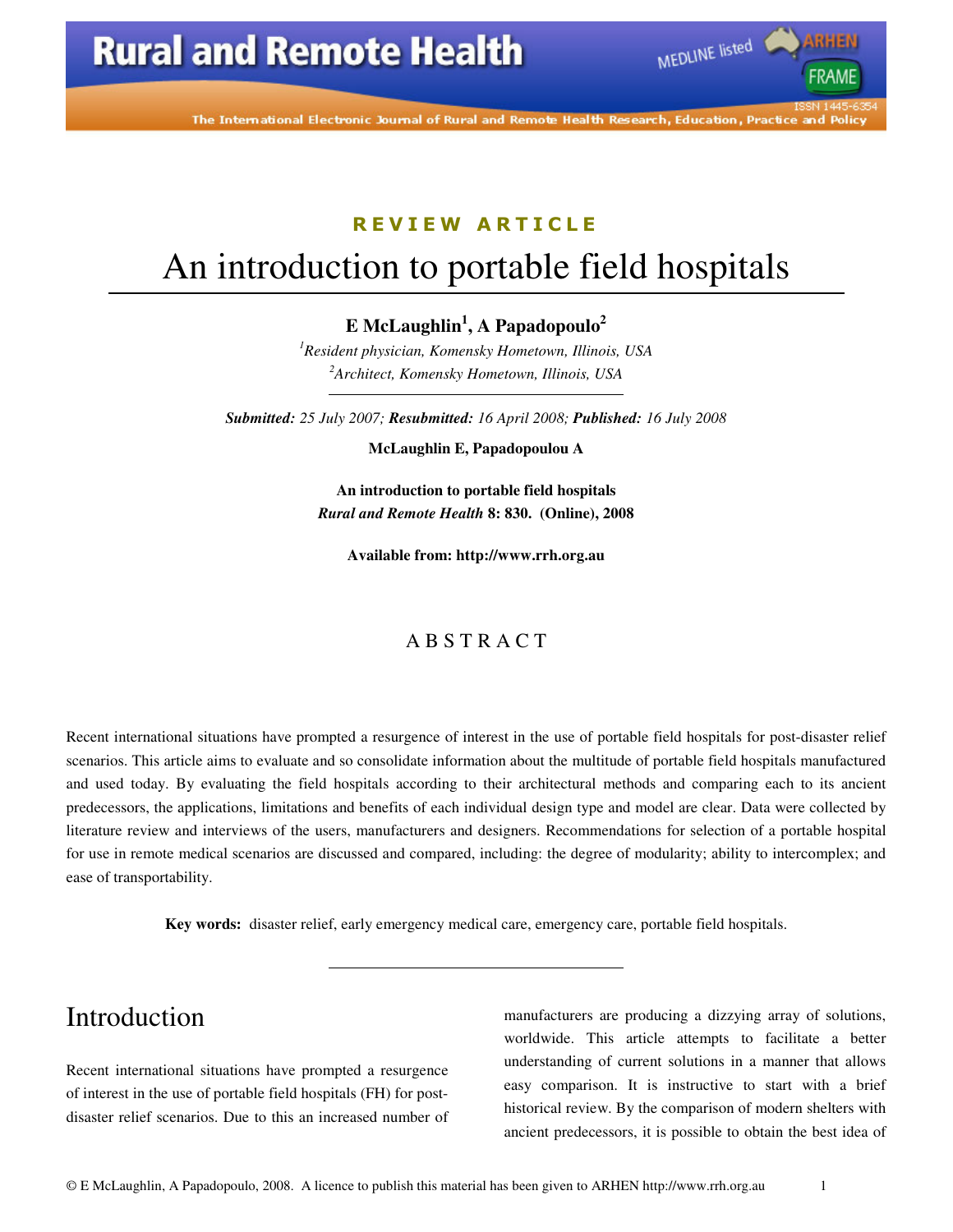REVIEW ARTICLE

# An introduction to portable field hospitals

**E McLaughlin[1], A Papadopoulo[2]**

*[1]Resident physician, Komensky Hometown, Illinois, USA*
*[2]Architect, Komensky Hometown, Illinois, USA*

***Submitted:** 25 July 2007; **Resubmitted:** 16 April 2008; **Published:** 16 July 2008*

**McLaughlin E, Papadopoulou A**

**An introduction to portable field hospitals**
***Rural and Remote Health* 8: 830. (Online), 2008**

**Available from: http://www.rrh.org.au**

## ABSTRACT

Recent international situations have prompted a resurgence of interest in the use of portable field hospitals for post-disaster relief scenarios. This article aims to evaluate and so consolidate information about the multitude of portable field hospitals manufactured and used today. By evaluating the field hospitals according to their architectural methods and comparing each to its ancient predecessors, the applications, limitations and benefits of each individual design type and model are clear. Data were collected by literature review and interviews of the users, manufacturers and designers. Recommendations for selection of a portable hospital for use in remote medical scenarios are discussed and compared, including: the degree of modularity; ability to intercomplex; and ease of transportability.

**Key words:** disaster relief, early emergency medical care, emergency care, portable field hospitals.

## Introduction

Recent international situations have prompted a resurgence of interest in the use of portable field hospitals (FH) for post-disaster relief scenarios. Due to this an increased number of manufacturers are producing a dizzying array of solutions, worldwide. This article attempts to facilitate a better understanding of current solutions in a manner that allows easy comparison. It is instructive to start with a brief historical review. By the comparison of modern shelters with ancient predecessors, it is possible to obtain the best idea of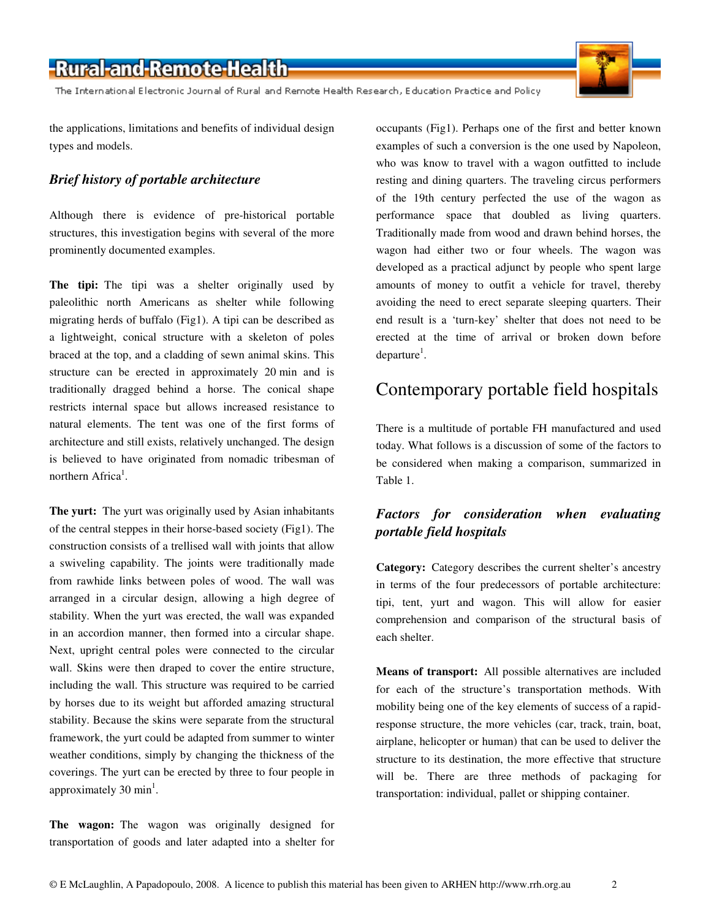the applications, limitations and benefits of individual design types and models.

### *Brief history of portable architecture*

Although there is evidence of pre-historical portable structures, this investigation begins with several of the more prominently documented examples.

**The tipi:** The tipi was a shelter originally used by paleolithic north Americans as shelter while following migrating herds of buffalo (Fig1). A tipi can be described as a lightweight, conical structure with a skeleton of poles braced at the top, and a cladding of sewn animal skins. This structure can be erected in approximately 20 min and is traditionally dragged behind a horse. The conical shape restricts internal space but allows increased resistance to natural elements. The tent was one of the first forms of architecture and still exists, relatively unchanged. The design is believed to have originated from nomadic tribesman of northern Africa[1].

**The yurt:** The yurt was originally used by Asian inhabitants of the central steppes in their horse-based society (Fig1). The construction consists of a trellised wall with joints that allow a swiveling capability. The joints were traditionally made from rawhide links between poles of wood. The wall was arranged in a circular design, allowing a high degree of stability. When the yurt was erected, the wall was expanded in an accordion manner, then formed into a circular shape. Next, upright central poles were connected to the circular wall. Skins were then draped to cover the entire structure, including the wall. This structure was required to be carried by horses due to its weight but afforded amazing structural stability. Because the skins were separate from the structural framework, the yurt could be adapted from summer to winter weather conditions, simply by changing the thickness of the coverings. The yurt can be erected by three to four people in approximately 30 min[1].

**The wagon:** The wagon was originally designed for transportation of goods and later adapted into a shelter for occupants (Fig1). Perhaps one of the first and better known examples of such a conversion is the one used by Napoleon, who was know to travel with a wagon outfitted to include resting and dining quarters. The traveling circus performers of the 19th century perfected the use of the wagon as performance space that doubled as living quarters. Traditionally made from wood and drawn behind horses, the wagon had either two or four wheels. The wagon was developed as a practical adjunct by people who spent large amounts of money to outfit a vehicle for travel, thereby avoiding the need to erect separate sleeping quarters. Their end result is a 'turn-key' shelter that does not need to be erected at the time of arrival or broken down before departure[1].

## Contemporary portable field hospitals

There is a multitude of portable FH manufactured and used today. What follows is a discussion of some of the factors to be considered when making a comparison, summarized in Table 1.

### *Factors for consideration when evaluating portable field hospitals*

**Category:** Category describes the current shelter's ancestry in terms of the four predecessors of portable architecture: tipi, tent, yurt and wagon. This will allow for easier comprehension and comparison of the structural basis of each shelter.

**Means of transport:** All possible alternatives are included for each of the structure's transportation methods. With mobility being one of the key elements of success of a rapid-response structure, the more vehicles (car, track, train, boat, airplane, helicopter or human) that can be used to deliver the structure to its destination, the more effective that structure will be. There are three methods of packaging for transportation: individual, pallet or shipping container.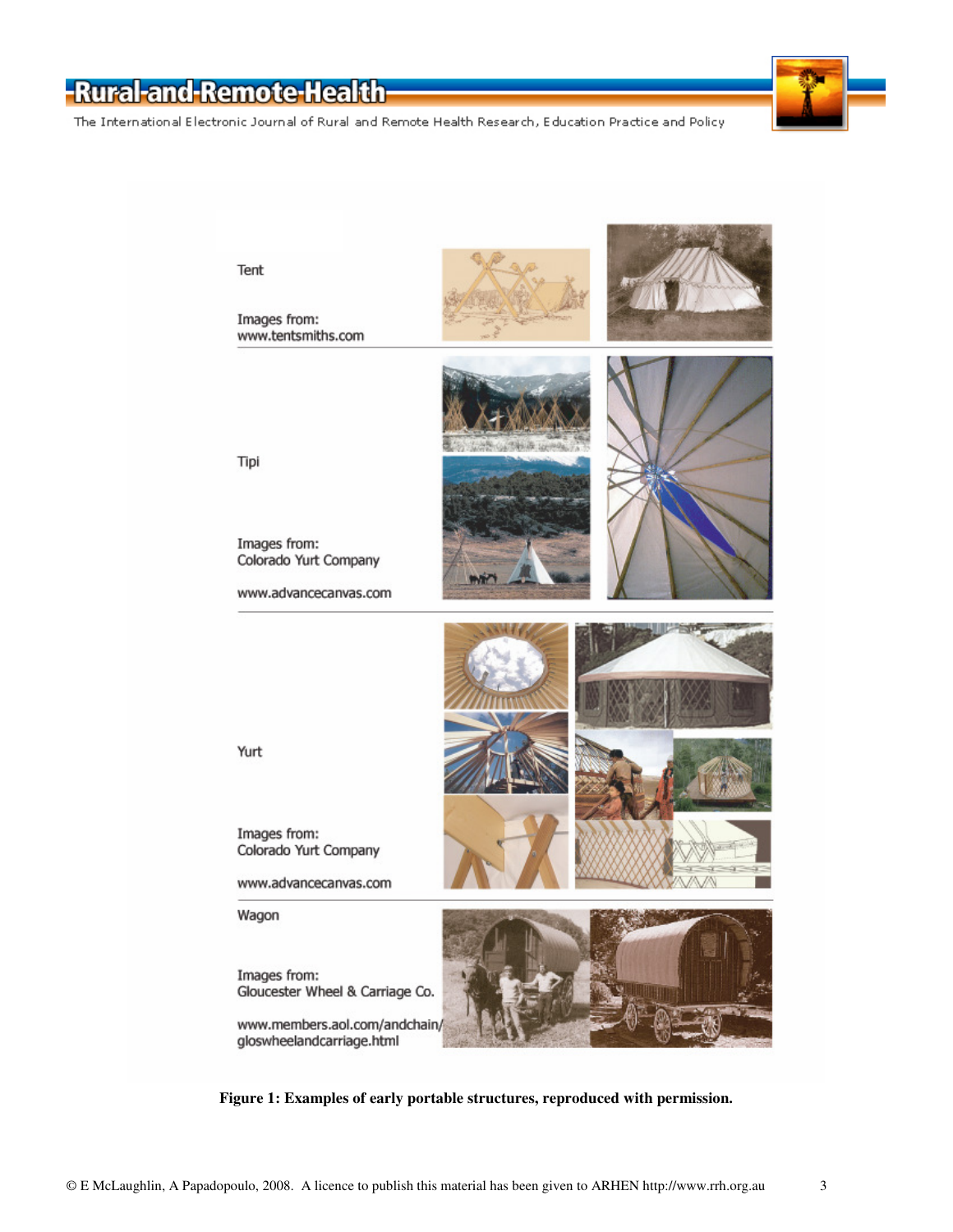Tent

Images from:
www.tentsmiths.com

Tipi

Images from:
Colorado Yurt Company

www.advancecanvas.com

Yurt

Images from:
Colorado Yurt Company

www.advancecanvas.com

Wagon

Images from:
Gloucester Wheel & Carriage Co.

www.members.aol.com/andchain/gloswheelandcarriage.html

**Figure 1: Examples of early portable structures, reproduced with permission.**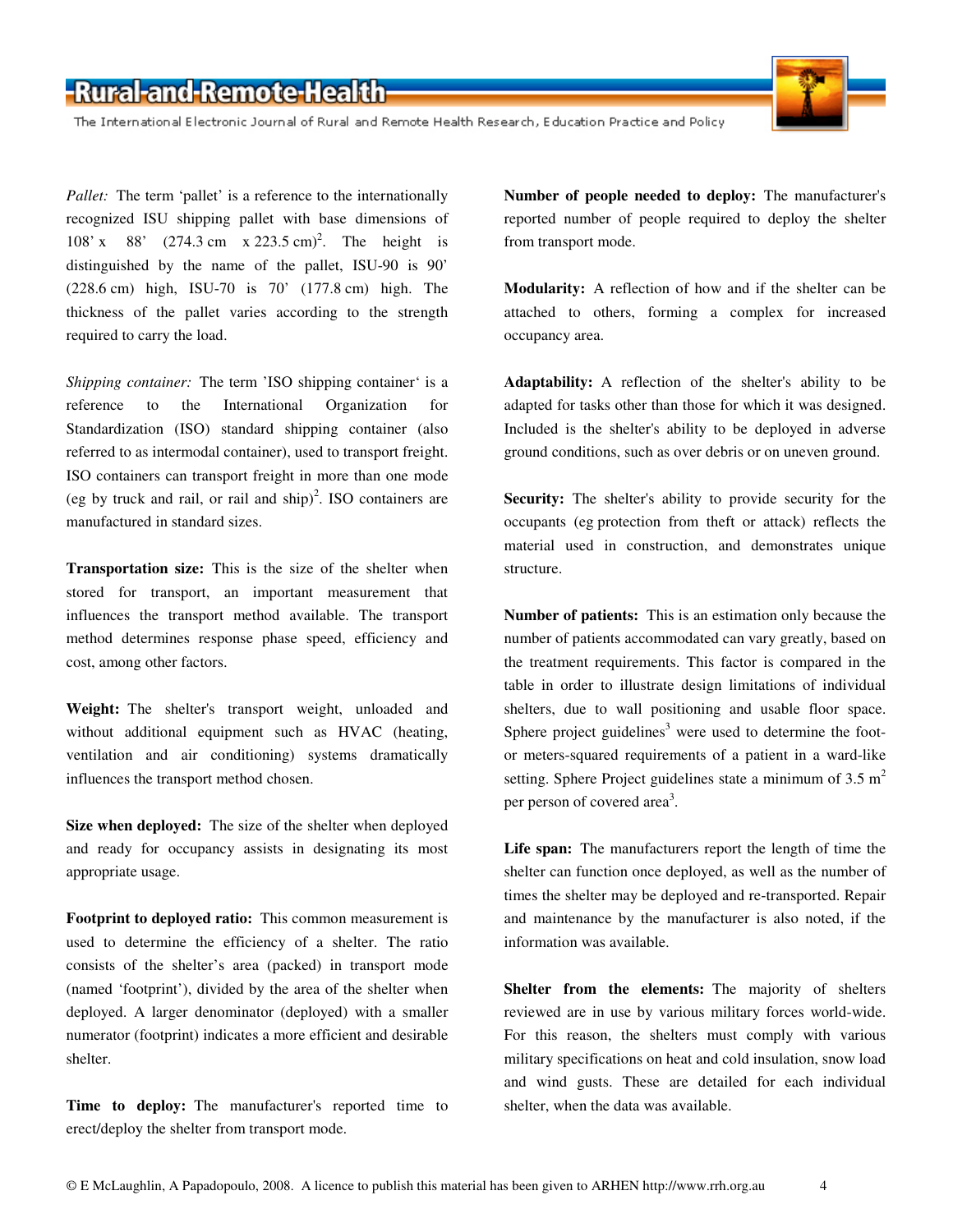*Pallet:* The term 'pallet' is a reference to the internationally recognized ISU shipping pallet with base dimensions of 108' x 88' (274.3 cm x 223.5 cm)[2]. The height is distinguished by the name of the pallet, ISU-90 is 90' (228.6 cm) high, ISU-70 is 70' (177.8 cm) high. The thickness of the pallet varies according to the strength required to carry the load.

*Shipping container:* The term 'ISO shipping container' is a reference to the International Organization for Standardization (ISO) standard shipping container (also referred to as intermodal container), used to transport freight. ISO containers can transport freight in more than one mode (eg by truck and rail, or rail and ship)[2]. ISO containers are manufactured in standard sizes.

**Transportation size:** This is the size of the shelter when stored for transport, an important measurement that influences the transport method available. The transport method determines response phase speed, efficiency and cost, among other factors.

**Weight:** The shelter's transport weight, unloaded and without additional equipment such as HVAC (heating, ventilation and air conditioning) systems dramatically influences the transport method chosen.

**Size when deployed:** The size of the shelter when deployed and ready for occupancy assists in designating its most appropriate usage.

**Footprint to deployed ratio:** This common measurement is used to determine the efficiency of a shelter. The ratio consists of the shelter's area (packed) in transport mode (named 'footprint'), divided by the area of the shelter when deployed. A larger denominator (deployed) with a smaller numerator (footprint) indicates a more efficient and desirable shelter.

**Time to deploy:** The manufacturer's reported time to erect/deploy the shelter from transport mode.

**Number of people needed to deploy:** The manufacturer's reported number of people required to deploy the shelter from transport mode.

**Modularity:** A reflection of how and if the shelter can be attached to others, forming a complex for increased occupancy area.

**Adaptability:** A reflection of the shelter's ability to be adapted for tasks other than those for which it was designed. Included is the shelter's ability to be deployed in adverse ground conditions, such as over debris or on uneven ground.

**Security:** The shelter's ability to provide security for the occupants (eg protection from theft or attack) reflects the material used in construction, and demonstrates unique structure.

**Number of patients:** This is an estimation only because the number of patients accommodated can vary greatly, based on the treatment requirements. This factor is compared in the table in order to illustrate design limitations of individual shelters, due to wall positioning and usable floor space. Sphere project guidelines[3] were used to determine the foot- or meters-squared requirements of a patient in a ward-like setting. Sphere Project guidelines state a minimum of 3.5 $m^2$ per person of covered area[3].

**Life span:** The manufacturers report the length of time the shelter can function once deployed, as well as the number of times the shelter may be deployed and re-transported. Repair and maintenance by the manufacturer is also noted, if the information was available.

**Shelter from the elements:** The majority of shelters reviewed are in use by various military forces world-wide. For this reason, the shelters must comply with various military specifications on heat and cold insulation, snow load and wind gusts. These are detailed for each individual shelter, when the data was available.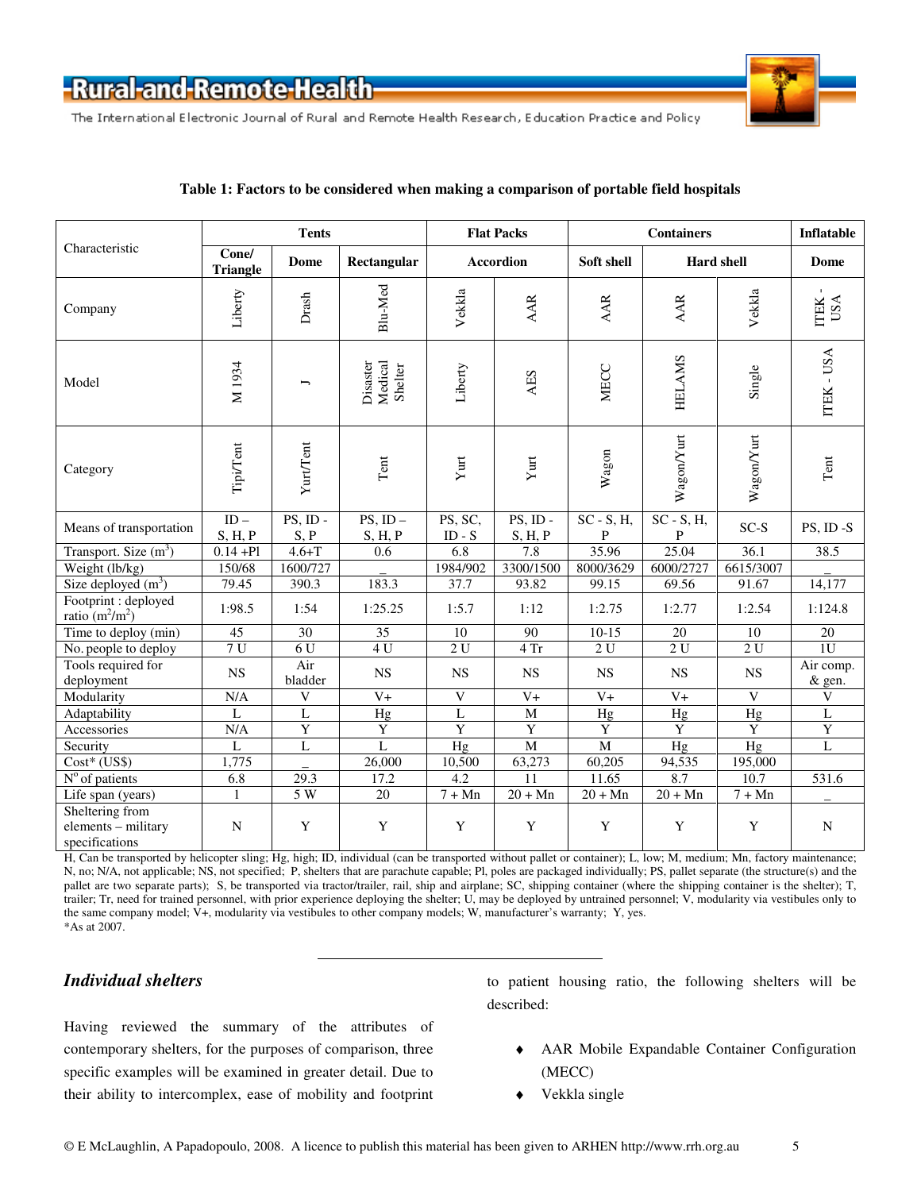**Table 1: Factors to be considered when making a comparison of portable field hospitals**

| Characteristic | Tents | | | Flat Packs | | Containers | | | Inflatable |
|---|---|---|---|---|---|---|---|---|---|
| | Cone/ Triangle | Dome | Rectangular | Accordion | | Soft shell | Hard shell | | Dome |
| Company | Liberty | Drash | Blu-Med | Vekkla | AAR | AAR | AAR | Vekkla | ITEK - USA |
| Model | M 1934 | J | Disaster Medical Shelter | Liberty | AES | MECC | HELAMS | Single | ITEK - USA |
| Category | Tipi/Tent | Yurt/Tent | Tent | Yurt | Yurt | Wagon | Wagon/Yurt | Wagon/Yurt | Tent |
| Means of transportation | ID – S, H, P | PS, ID - S, P | PS, ID – S, H, P | PS, SC, ID - S | PS, ID - S, H, P | SC - S, H, P | SC - S, H, P | SC-S | PS, ID -S |
| Transport. Size ($m^3$) | 0.14 +Pl | 4.6+T | 0.6 | 6.8 | 7.8 | 35.96 | 25.04 | 36.1 | 38.5 |
| Weight (lb/kg) | 150/68 | 1600/727 | _ | 1984/902 | 3300/1500 | 8000/3629 | 6000/2727 | 6615/3007 | _ |
| Size deployed ($m^3$) | 79.45 | 390.3 | 183.3 | 37.7 | 93.82 | 99.15 | 69.56 | 91.67 | 14,177 |
| Footprint : deployed ratio ($m^2/m^2$) | 1:98.5 | 1:54 | 1:25.25 | 1:5.7 | 1:12 | 1:2.75 | 1:2.77 | 1:2.54 | 1:124.8 |
| Time to deploy (min) | 45 | 30 | 35 | 10 | 90 | 10-15 | 20 | 10 | 20 |
| No. people to deploy | 7 U | 6 U | 4 U | 2 U | 4 Tr | 2 U | 2 U | 2 U | 1U |
| Tools required for deployment | NS | Air bladder | NS | NS | NS | NS | NS | NS | Air comp. & gen. |
| Modularity | N/A | V | V+ | V | V+ | V+ | V+ | V | V |
| Adaptability | L | L | Hg | L | M | Hg | Hg | Hg | L |
| Accessories | N/A | Y | Y | Y | Y | Y | Y | Y | Y |
| Security | L | L | L | Hg | M | M | Hg | Hg | L |
| Cost* (US$) | 1,775 | _ | 26,000 | 10,500 | 63,273 | 60,205 | 94,535 | 195,000 | |
| N° of patients | 6.8 | 29.3 | 17.2 | 4.2 | 11 | 11.65 | 8.7 | 10.7 | 531.6 |
| Life span (years) | 1 | 5 W | 20 | 7 + Mn | 20 + Mn | 20 + Mn | 20 + Mn | 7 + Mn | _ |
| Sheltering from elements – military specifications | N | Y | Y | Y | Y | Y | Y | Y | N |

H, Can be transported by helicopter sling; Hg, high; ID, individual (can be transported without pallet or container); L, low; M, medium; Mn, factory maintenance; N, no; N/A, not applicable; NS, not specified; P, shelters that are parachute capable; Pl, poles are packaged individually; PS, pallet separate (the structure(s) and the pallet are two separate parts); S, be transported via tractor/trailer, rail, ship and airplane; SC, shipping container (where the shipping container is the shelter); T, trailer; Tr, need for trained personnel, with prior experience deploying the shelter; U, may be deployed by untrained personnel; V, modularity via vestibules only to the same company model; V+, modularity via vestibules to other company models; W, manufacturer's warranty; Y, yes.
*As at 2007.

## Individual shelters

Having reviewed the summary of the attributes of contemporary shelters, for the purposes of comparison, three specific examples will be examined in greater detail. Due to their ability to intercomplex, ease of mobility and footprint to patient housing ratio, the following shelters will be described:

- AAR Mobile Expandable Container Configuration (MECC)
- Vekkla single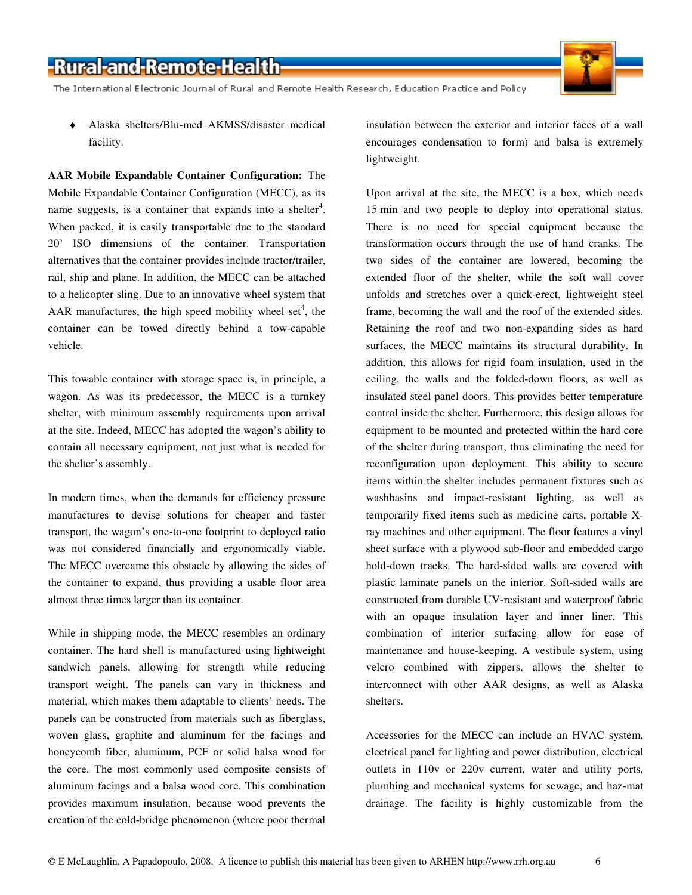- Alaska shelters/Blu-med AKMSS/disaster medical facility.

**AAR Mobile Expandable Container Configuration:** The Mobile Expandable Container Configuration (MECC), as its name suggests, is a container that expands into a shelter[4]. When packed, it is easily transportable due to the standard 20' ISO dimensions of the container. Transportation alternatives that the container provides include tractor/trailer, rail, ship and plane. In addition, the MECC can be attached to a helicopter sling. Due to an innovative wheel system that AAR manufactures, the high speed mobility wheel set[4], the container can be towed directly behind a tow-capable vehicle.

This towable container with storage space is, in principle, a wagon. As was its predecessor, the MECC is a turnkey shelter, with minimum assembly requirements upon arrival at the site. Indeed, MECC has adopted the wagon's ability to contain all necessary equipment, not just what is needed for the shelter's assembly.

In modern times, when the demands for efficiency pressure manufactures to devise solutions for cheaper and faster transport, the wagon's one-to-one footprint to deployed ratio was not considered financially and ergonomically viable. The MECC overcame this obstacle by allowing the sides of the container to expand, thus providing a usable floor area almost three times larger than its container.

While in shipping mode, the MECC resembles an ordinary container. The hard shell is manufactured using lightweight sandwich panels, allowing for strength while reducing transport weight. The panels can vary in thickness and material, which makes them adaptable to clients' needs. The panels can be constructed from materials such as fiberglass, woven glass, graphite and aluminum for the facings and honeycomb fiber, aluminum, PCF or solid balsa wood for the core. The most commonly used composite consists of aluminum facings and a balsa wood core. This combination provides maximum insulation, because wood prevents the creation of the cold-bridge phenomenon (where poor thermal insulation between the exterior and interior faces of a wall encourages condensation to form) and balsa is extremely lightweight.

Upon arrival at the site, the MECC is a box, which needs 15 min and two people to deploy into operational status. There is no need for special equipment because the transformation occurs through the use of hand cranks. The two sides of the container are lowered, becoming the extended floor of the shelter, while the soft wall cover unfolds and stretches over a quick-erect, lightweight steel frame, becoming the wall and the roof of the extended sides. Retaining the roof and two non-expanding sides as hard surfaces, the MECC maintains its structural durability. In addition, this allows for rigid foam insulation, used in the ceiling, the walls and the folded-down floors, as well as insulated steel panel doors. This provides better temperature control inside the shelter. Furthermore, this design allows for equipment to be mounted and protected within the hard core of the shelter during transport, thus eliminating the need for reconfiguration upon deployment. This ability to secure items within the shelter includes permanent fixtures such as washbasins and impact-resistant lighting, as well as temporarily fixed items such as medicine carts, portable X-ray machines and other equipment. The floor features a vinyl sheet surface with a plywood sub-floor and embedded cargo hold-down tracks. The hard-sided walls are covered with plastic laminate panels on the interior. Soft-sided walls are constructed from durable UV-resistant and waterproof fabric with an opaque insulation layer and inner liner. This combination of interior surfacing allow for ease of maintenance and house-keeping. A vestibule system, using velcro combined with zippers, allows the shelter to interconnect with other AAR designs, as well as Alaska shelters.

Accessories for the MECC can include an HVAC system, electrical panel for lighting and power distribution, electrical outlets in 110v or 220v current, water and utility ports, plumbing and mechanical systems for sewage, and haz-mat drainage. The facility is highly customizable from the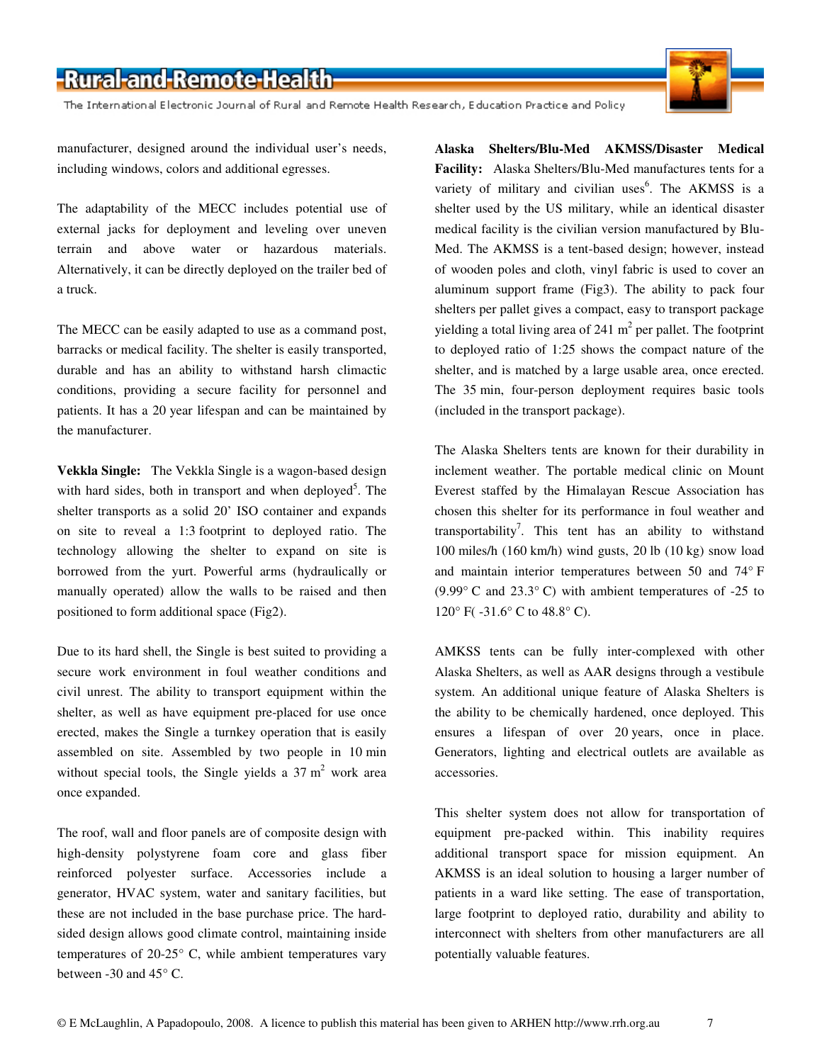manufacturer, designed around the individual user's needs, including windows, colors and additional egresses.

The adaptability of the MECC includes potential use of external jacks for deployment and leveling over uneven terrain and above water or hazardous materials. Alternatively, it can be directly deployed on the trailer bed of a truck.

The MECC can be easily adapted to use as a command post, barracks or medical facility. The shelter is easily transported, durable and has an ability to withstand harsh climactic conditions, providing a secure facility for personnel and patients. It has a 20 year lifespan and can be maintained by the manufacturer.

**Vekkla Single:** The Vekkla Single is a wagon-based design with hard sides, both in transport and when deployed[5]. The shelter transports as a solid 20' ISO container and expands on site to reveal a 1:3 footprint to deployed ratio. The technology allowing the shelter to expand on site is borrowed from the yurt. Powerful arms (hydraulically or manually operated) allow the walls to be raised and then positioned to form additional space (Fig2).

Due to its hard shell, the Single is best suited to providing a secure work environment in foul weather conditions and civil unrest. The ability to transport equipment within the shelter, as well as have equipment pre-placed for use once erected, makes the Single a turnkey operation that is easily assembled on site. Assembled by two people in 10 min without special tools, the Single yields a 37 m$^2$ work area once expanded.

The roof, wall and floor panels are of composite design with high-density polystyrene foam core and glass fiber reinforced polyester surface. Accessories include a generator, HVAC system, water and sanitary facilities, but these are not included in the base purchase price. The hard-sided design allows good climate control, maintaining inside temperatures of 20-25° C, while ambient temperatures vary between -30 and 45° C.

**Alaska Shelters/Blu-Med AKMSS/Disaster Medical Facility:** Alaska Shelters/Blu-Med manufactures tents for a variety of military and civilian uses[6]. The AKMSS is a shelter used by the US military, while an identical disaster medical facility is the civilian version manufactured by Blu-Med. The AKMSS is a tent-based design; however, instead of wooden poles and cloth, vinyl fabric is used to cover an aluminum support frame (Fig3). The ability to pack four shelters per pallet gives a compact, easy to transport package yielding a total living area of 241 m$^2$ per pallet. The footprint to deployed ratio of 1:25 shows the compact nature of the shelter, and is matched by a large usable area, once erected. The 35 min, four-person deployment requires basic tools (included in the transport package).

The Alaska Shelters tents are known for their durability in inclement weather. The portable medical clinic on Mount Everest staffed by the Himalayan Rescue Association has chosen this shelter for its performance in foul weather and transportability[7]. This tent has an ability to withstand 100 miles/h (160 km/h) wind gusts, 20 lb (10 kg) snow load and maintain interior temperatures between 50 and 74° F (9.99° C and 23.3° C) with ambient temperatures of -25 to 120° F( -31.6° C to 48.8° C).

AMKSS tents can be fully inter-complexed with other Alaska Shelters, as well as AAR designs through a vestibule system. An additional unique feature of Alaska Shelters is the ability to be chemically hardened, once deployed. This ensures a lifespan of over 20 years, once in place. Generators, lighting and electrical outlets are available as accessories.

This shelter system does not allow for transportation of equipment pre-packed within. This inability requires additional transport space for mission equipment. An AKMSS is an ideal solution to housing a larger number of patients in a ward like setting. The ease of transportation, large footprint to deployed ratio, durability and ability to interconnect with shelters from other manufacturers are all potentially valuable features.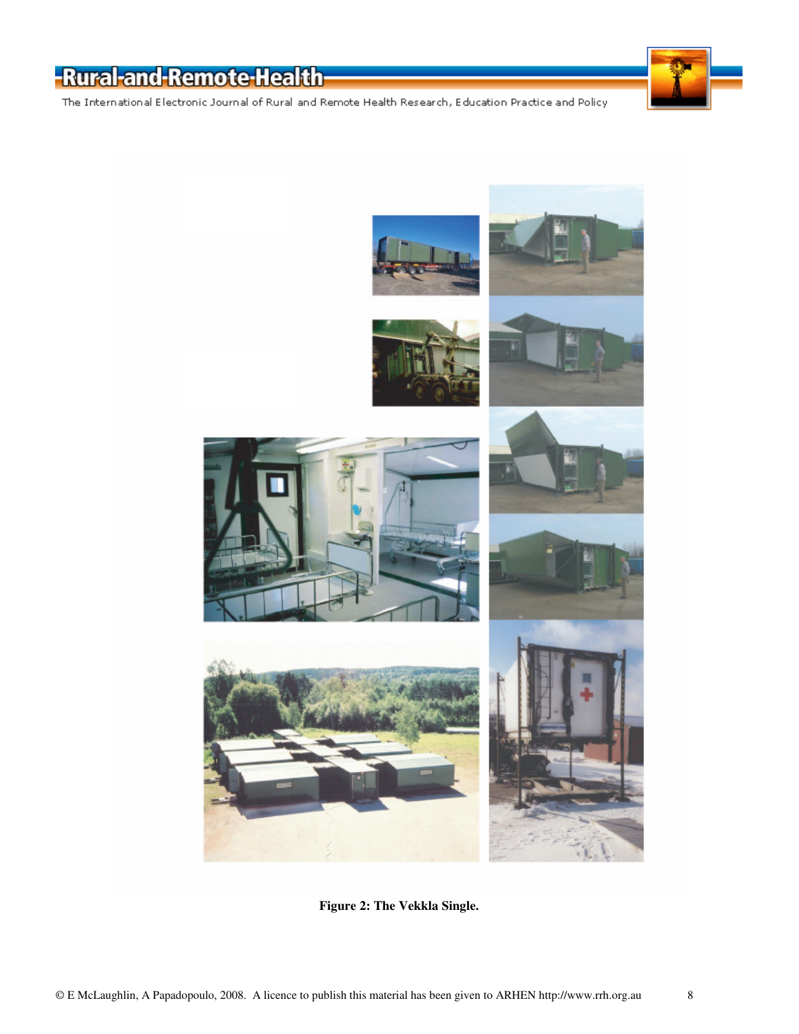**Figure 2: The Vekkla Single.**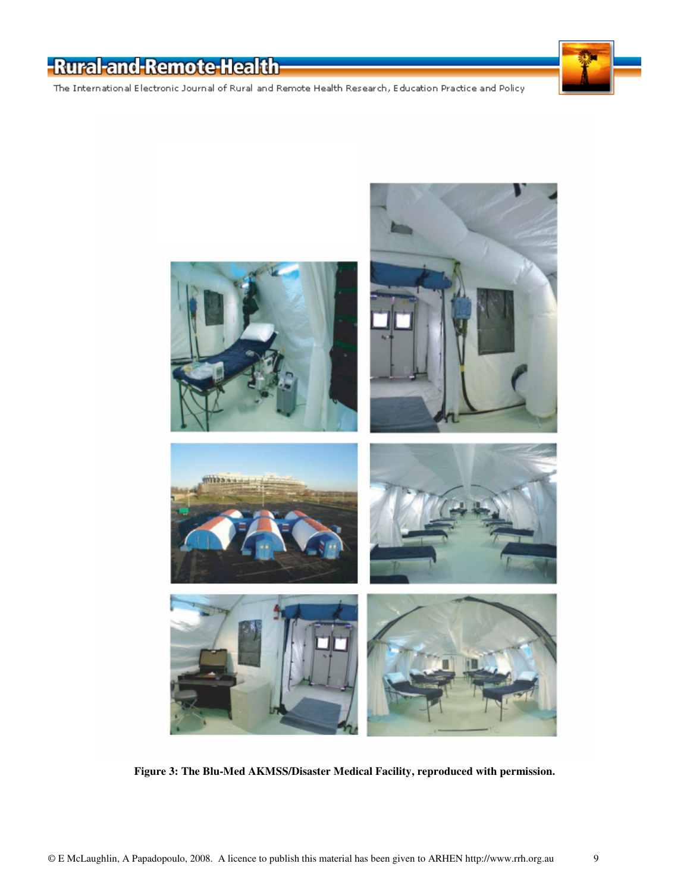**Figure 3: The Blu-Med AKMSS/Disaster Medical Facility, reproduced with permission.**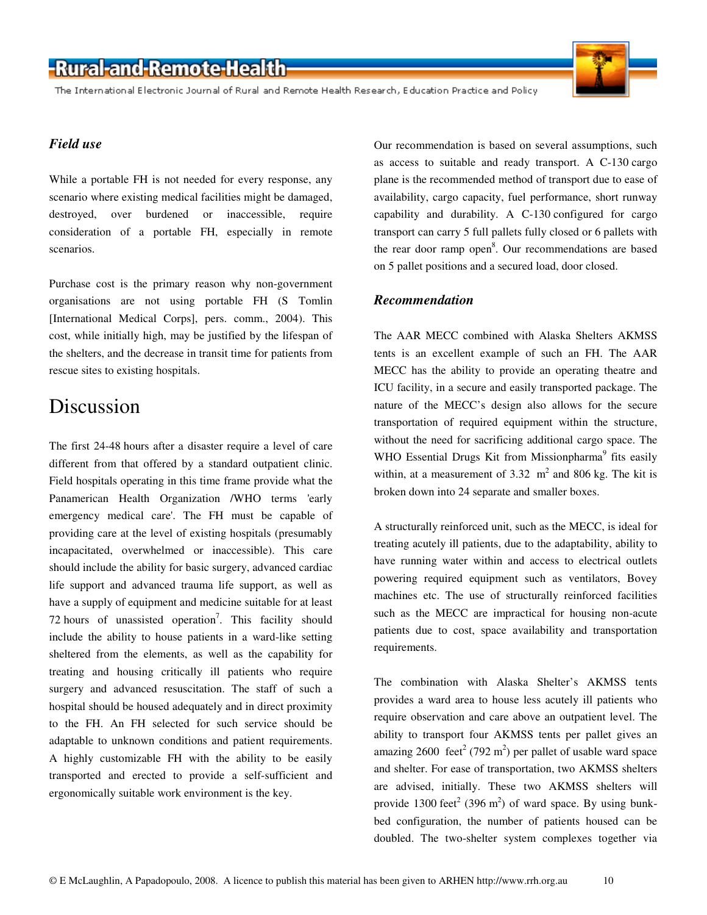### *Field use*

While a portable FH is not needed for every response, any scenario where existing medical facilities might be damaged, destroyed, over burdened or inaccessible, require consideration of a portable FH, especially in remote scenarios.

Purchase cost is the primary reason why non-government organisations are not using portable FH (S Tomlin [International Medical Corps], pers. comm., 2004). This cost, while initially high, may be justified by the lifespan of the shelters, and the decrease in transit time for patients from rescue sites to existing hospitals.

## Discussion

The first 24-48 hours after a disaster require a level of care different from that offered by a standard outpatient clinic. Field hospitals operating in this time frame provide what the Panamerican Health Organization /WHO terms 'early emergency medical care'. The FH must be capable of providing care at the level of existing hospitals (presumably incapacitated, overwhelmed or inaccessible). This care should include the ability for basic surgery, advanced cardiac life support and advanced trauma life support, as well as have a supply of equipment and medicine suitable for at least 72 hours of unassisted operation[7]. This facility should include the ability to house patients in a ward-like setting sheltered from the elements, as well as the capability for treating and housing critically ill patients who require surgery and advanced resuscitation. The staff of such a hospital should be housed adequately and in direct proximity to the FH. An FH selected for such service should be adaptable to unknown conditions and patient requirements. A highly customizable FH with the ability to be easily transported and erected to provide a self-sufficient and ergonomically suitable work environment is the key.

Our recommendation is based on several assumptions, such as access to suitable and ready transport. A C-130 cargo plane is the recommended method of transport due to ease of availability, cargo capacity, fuel performance, short runway capability and durability. A C-130 configured for cargo transport can carry 5 full pallets fully closed or 6 pallets with the rear door ramp open[8]. Our recommendations are based on 5 pallet positions and a secured load, door closed.

### *Recommendation*

The AAR MECC combined with Alaska Shelters AKMSS tents is an excellent example of such an FH. The AAR MECC has the ability to provide an operating theatre and ICU facility, in a secure and easily transported package. The nature of the MECC's design also allows for the secure transportation of required equipment within the structure, without the need for sacrificing additional cargo space. The WHO Essential Drugs Kit from Missionpharma[9] fits easily within, at a measurement of 3.32 $m^2$ and 806 kg. The kit is broken down into 24 separate and smaller boxes.

A structurally reinforced unit, such as the MECC, is ideal for treating acutely ill patients, due to the adaptability, ability to have running water within and access to electrical outlets powering required equipment such as ventilators, Bovey machines etc. The use of structurally reinforced facilities such as the MECC are impractical for housing non-acute patients due to cost, space availability and transportation requirements.

The combination with Alaska Shelter's AKMSS tents provides a ward area to house less acutely ill patients who require observation and care above an outpatient level. The ability to transport four AKMSS tents per pallet gives an amazing 2600 $feet^2$ (792 $m^2$) per pallet of usable ward space and shelter. For ease of transportation, two AKMSS shelters are advised, initially. These two AKMSS shelters will provide 1300 $feet^2$ (396 $m^2$) of ward space. By using bunk-bed configuration, the number of patients housed can be doubled. The two-shelter system complexes together via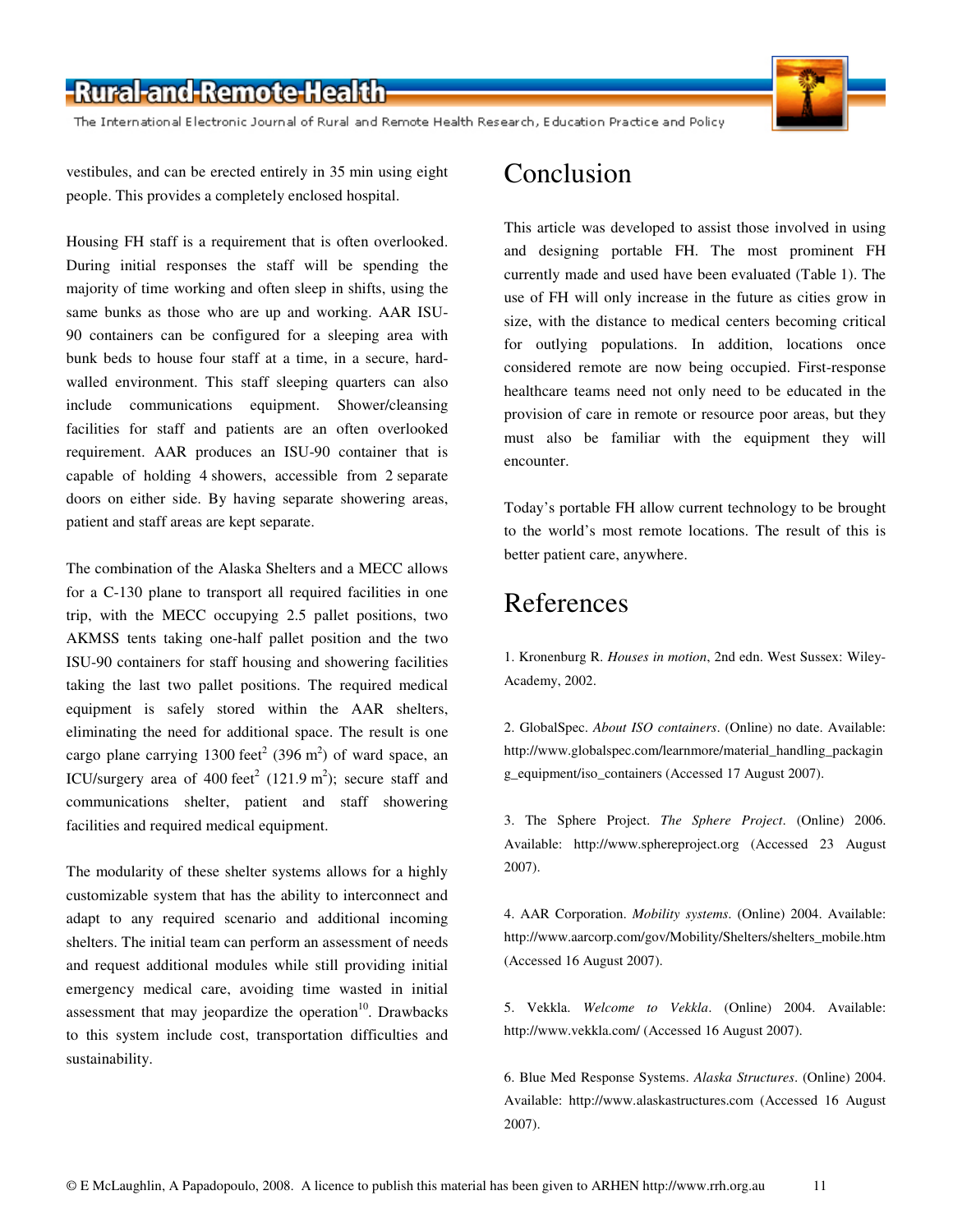vestibules, and can be erected entirely in 35 min using eight people. This provides a completely enclosed hospital.

Housing FH staff is a requirement that is often overlooked. During initial responses the staff will be spending the majority of time working and often sleep in shifts, using the same bunks as those who are up and working. AAR ISU-90 containers can be configured for a sleeping area with bunk beds to house four staff at a time, in a secure, hard-walled environment. This staff sleeping quarters can also include communications equipment. Shower/cleansing facilities for staff and patients are an often overlooked requirement. AAR produces an ISU-90 container that is capable of holding 4 showers, accessible from 2 separate doors on either side. By having separate showering areas, patient and staff areas are kept separate.

The combination of the Alaska Shelters and a MECC allows for a C-130 plane to transport all required facilities in one trip, with the MECC occupying 2.5 pallet positions, two AKMSS tents taking one-half pallet position and the two ISU-90 containers for staff housing and showering facilities taking the last two pallet positions. The required medical equipment is safely stored within the AAR shelters, eliminating the need for additional space. The result is one cargo plane carrying 1300 feet$^2$ (396 m$^2$) of ward space, an ICU/surgery area of 400 feet$^2$ (121.9 m$^2$); secure staff and communications shelter, patient and staff showering facilities and required medical equipment.

The modularity of these shelter systems allows for a highly customizable system that has the ability to interconnect and adapt to any required scenario and additional incoming shelters. The initial team can perform an assessment of needs and request additional modules while still providing initial emergency medical care, avoiding time wasted in initial assessment that may jeopardize the operation[10]. Drawbacks to this system include cost, transportation difficulties and sustainability.

# Conclusion

This article was developed to assist those involved in using and designing portable FH. The most prominent FH currently made and used have been evaluated (Table 1). The use of FH will only increase in the future as cities grow in size, with the distance to medical centers becoming critical for outlying populations. In addition, locations once considered remote are now being occupied. First-response healthcare teams need not only need to be educated in the provision of care in remote or resource poor areas, but they must also be familiar with the equipment they will encounter.

Today's portable FH allow current technology to be brought to the world's most remote locations. The result of this is better patient care, anywhere.

# References

1. Kronenburg R. *Houses in motion*, 2nd edn. West Sussex: Wiley-Academy, 2002.

2. GlobalSpec. *About ISO containers*. (Online) no date. Available: http://www.globalspec.com/learnmore/material_handling_packaging_equipment/iso_containers (Accessed 17 August 2007).

3. The Sphere Project. *The Sphere Project*. (Online) 2006. Available: http://www.sphereproject.org (Accessed 23 August 2007).

4. AAR Corporation. *Mobility systems*. (Online) 2004. Available: http://www.aarcorp.com/gov/Mobility/Shelters/shelters_mobile.htm (Accessed 16 August 2007).

5. Vekkla. *Welcome to Vekkla*. (Online) 2004. Available: http://www.vekkla.com/ (Accessed 16 August 2007).

6. Blue Med Response Systems. *Alaska Structures*. (Online) 2004. Available: http://www.alaskastructures.com (Accessed 16 August 2007).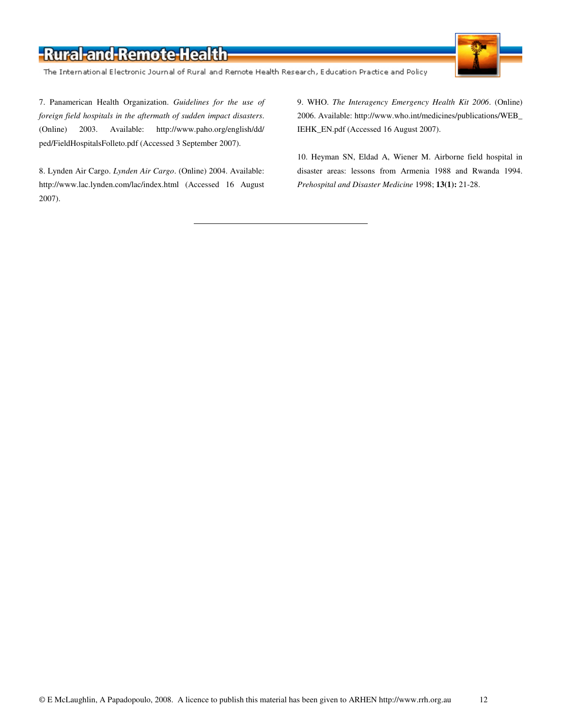7. Panamerican Health Organization. *Guidelines for the use of foreign field hospitals in the aftermath of sudden impact disasters*. (Online) 2003. Available: http://www.paho.org/english/dd/ped/FieldHospitalsFolleto.pdf (Accessed 3 September 2007).

8. Lynden Air Cargo. *Lynden Air Cargo*. (Online) 2004. Available: http://www.lac.lynden.com/lac/index.html (Accessed 16 August 2007).

9. WHO. *The Interagency Emergency Health Kit 2006*. (Online) 2006. Available: http://www.who.int/medicines/publications/WEB_IEHK_EN.pdf (Accessed 16 August 2007).

10. Heyman SN, Eldad A, Wiener M. Airborne field hospital in disaster areas: lessons from Armenia 1988 and Rwanda 1994. *Prehospital and Disaster Medicine* 1998; **13(1):** 21-28.

---

© E McLaughlin, A Papadopoulo, 2008. A licence to publish this material has been given to ARHEN http://www.rrh.org.au